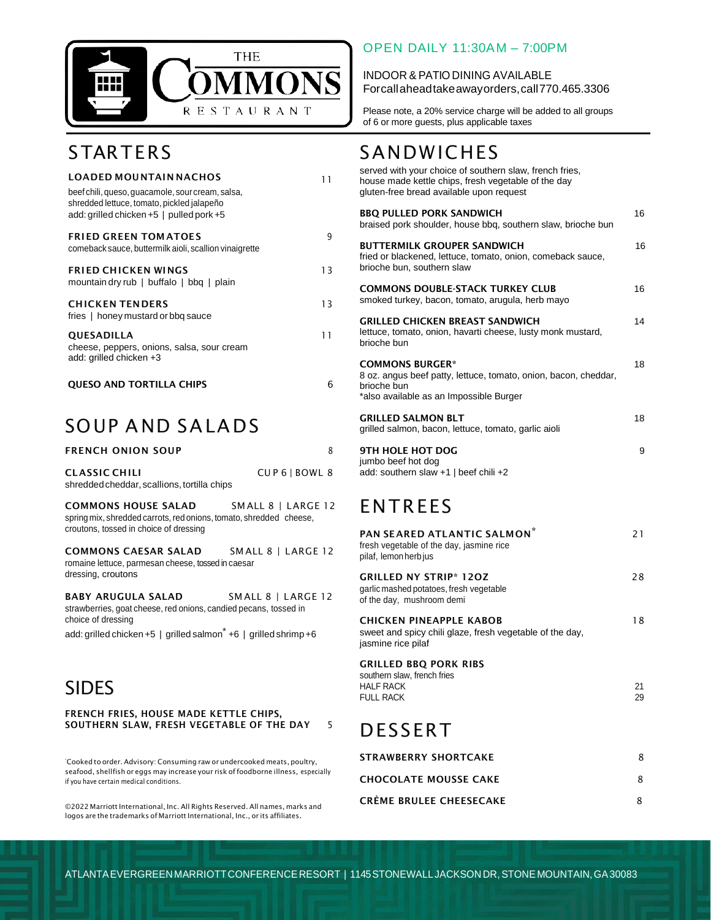# THE COMMONS RESTAURANT

OPEN DAILY 11:30AM – 7:00PM

INDOOR & PATIO DINING AVAILABLE
For call ahead take away orders, call 770.465.3306

Please note, a 20% service charge will be added to all groups of 6 or more guests, plus applicable taxes

## STARTERS

**LOADED MOUNTAIN NACHOS** — 11
beef chili, queso, guacamole, sour cream, salsa, shredded lettuce, tomato, pickled jalapeño
add: grilled chicken +5 | pulled pork +5

**FRIED GREEN TOMATOES** — 9
comeback sauce, buttermilk aioli, scallion vinaigrette

**FRIED CHICKEN WINGS** — 13
mountain dry rub | buffalo | bbq | plain

**CHICKEN TENDERS** — 13
fries | honey mustard or bbq sauce

**QUESADILLA** — 11
cheese, peppers, onions, salsa, sour cream
add: grilled chicken +3

**QUESO AND TORTILLA CHIPS** — 6

## SOUP AND SALADS

**FRENCH ONION SOUP** — 8

**CLASSIC CHILI** — CUP 6 | BOWL 8
shredded cheddar, scallions, tortilla chips

**COMMONS HOUSE SALAD** — SMALL 8 | LARGE 12
spring mix, shredded carrots, red onions, tomato, shredded cheese, croutons, tossed in choice of dressing

**COMMONS CAESAR SALAD** — SMALL 8 | LARGE 12
romaine lettuce, parmesan cheese, tossed in caesar dressing, croutons

**BABY ARUGULA SALAD** — SMALL 8 | LARGE 12
strawberries, goat cheese, red onions, candied pecans, tossed in choice of dressing
add: grilled chicken +5 | grilled salmon* +6 | grilled shrimp +6

## SIDES

**FRENCH FRIES, HOUSE MADE KETTLE CHIPS, SOUTHERN SLAW, FRESH VEGETABLE OF THE DAY** — 5

*Cooked to order. Advisory: Consuming raw or undercooked meats, poultry, seafood, shellfish or eggs may increase your risk of foodborne illness, especially if you have certain medical conditions.

©2022 Marriott International, Inc. All Rights Reserved. All names, marks and logos are the trademarks of Marriott International, Inc., or its affiliates.

## SANDWICHES

served with your choice of southern slaw, french fries, house made kettle chips, fresh vegetable of the day
gluten-free bread available upon request

**BBQ PULLED PORK SANDWICH** — 16
braised pork shoulder, house bbq, southern slaw, brioche bun

**BUTTERMILK GROUPER SANDWICH** — 16
fried or blackened, lettuce, tomato, onion, comeback sauce, brioche bun, southern slaw

**COMMONS DOUBLE-STACK TURKEY CLUB** — 16
smoked turkey, bacon, tomato, arugula, herb mayo

**GRILLED CHICKEN BREAST SANDWICH** — 14
lettuce, tomato, onion, havarti cheese, lusty monk mustard, brioche bun

**COMMONS BURGER*** — 18
8 oz. angus beef patty, lettuce, tomato, onion, bacon, cheddar, brioche bun
*also available as an Impossible Burger

**GRILLED SALMON BLT** — 18
grilled salmon, bacon, lettuce, tomato, garlic aioli

**9TH HOLE HOT DOG** — 9
jumbo beef hot dog
add: southern slaw +1 | beef chili +2

## ENTREES

**PAN SEARED ATLANTIC SALMON*** — 21
fresh vegetable of the day, jasmine rice pilaf, lemon herb jus

**GRILLED NY STRIP* 12OZ** — 28
garlic mashed potatoes, fresh vegetable of the day, mushroom demi

**CHICKEN PINEAPPLE KABOB** — 18
sweet and spicy chili glaze, fresh vegetable of the day, jasmine rice pilaf

**GRILLED BBQ PORK RIBS**
southern slaw, french fries
HALF RACK — 21
FULL RACK — 29

## DESSERT

**STRAWBERRY SHORTCAKE** — 8

**CHOCOLATE MOUSSE CAKE** — 8

**CRÈME BRULEE CHEESECAKE** — 8

ATLANTA EVERGREEN MARRIOTT CONFERENCE RESORT | 1145 STONEWALL JACKSON DR, STONE MOUNTAIN, GA 30083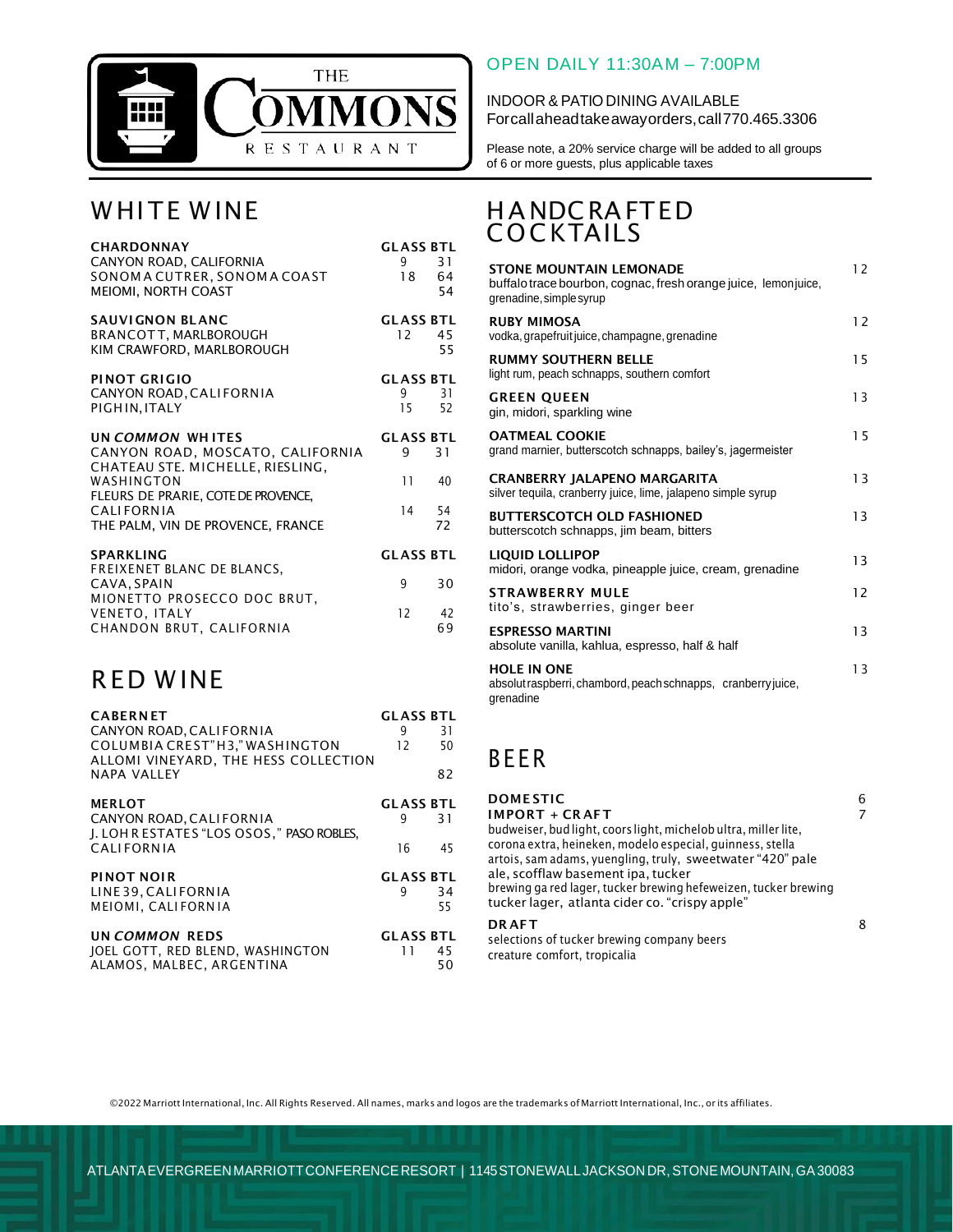THE COMMONS RESTAURANT

OPEN DAILY 11:30AM – 7:00PM

INDOOR & PATIO DINING AVAILABLE
Forcallaheadtakeawayorders,call770.465.3306

Please note, a 20% service charge will be added to all groups of 6 or more guests, plus applicable taxes

# WHITE WINE

| CHARDONNAY | GLASS | BTL |
|---|---|---|
| CANYON ROAD, CALIFORNIA | 9 | 31 |
| SONOMA CUTRER, SONOMA COAST | 18 | 64 |
| MEIOMI, NORTH COAST | | 54 |

| SAUVIGNON BLANC | GLASS | BTL |
|---|---|---|
| BRANCOTT, MARLBOROUGH | 12 | 45 |
| KIM CRAWFORD, MARLBOROUGH | | 55 |

| PINOT GRIGIO | GLASS | BTL |
|---|---|---|
| CANYON ROAD, CALIFORNIA | 9 | 31 |
| PIGHIN, ITALY | 15 | 52 |

| UN *COMMON* WHITES | GLASS | BTL |
|---|---|---|
| CANYON ROAD, MOSCATO, CALIFORNIA | 9 | 31 |
| CHATEAU STE. MICHELLE, RIESLING, WASHINGTON | 11 | 40 |
| FLEURS DE PRARIE, COTE DE PROVENCE, CALIFORNIA | 14 | 54 |
| THE PALM, VIN DE PROVENCE, FRANCE | | 72 |

| SPARKLING | GLASS | BTL |
|---|---|---|
| FREIXENET BLANC DE BLANCS, CAVA, SPAIN | 9 | 30 |
| MIONETTO PROSECCO DOC BRUT, VENETO, ITALY | 12 | 42 |
| CHANDON BRUT, CALIFORNIA | | 69 |

# RED WINE

| CABERNET | GLASS | BTL |
|---|---|---|
| CANYON ROAD, CALIFORNIA | 9 | 31 |
| COLUMBIA CREST "H3," WASHINGTON | 12 | 50 |
| ALLOMI VINEYARD, THE HESS COLLECTION NAPA VALLEY | | 82 |

| MERLOT | GLASS | BTL |
|---|---|---|
| CANYON ROAD, CALIFORNIA | 9 | 31 |
| J. LOHR ESTATES "LOS OSOS," PASO ROBLES, CALIFORNIA | 16 | 45 |

| PINOT NOIR | GLASS | BTL |
|---|---|---|
| LINE 39, CALIFORNIA | 9 | 34 |
| MEIOMI, CALIFORNIA | | 55 |

| UN *COMMON* REDS | GLASS | BTL |
|---|---|---|
| JOEL GOTT, RED BLEND, WASHINGTON | 11 | 45 |
| ALAMOS, MALBEC, ARGENTINA | | 50 |

# HANDCRAFTED COCKTAILS

**STONE MOUNTAIN LEMONADE** — 12
buffalo trace bourbon, cognac, fresh orange juice, lemon juice, grenadine, simple syrup

**RUBY MIMOSA** — 12
vodka, grapefruit juice, champagne, grenadine

**RUMMY SOUTHERN BELLE** — 15
light rum, peach schnapps, southern comfort

**GREEN QUEEN** — 13
gin, midori, sparkling wine

**OATMEAL COOKIE** — 15
grand marnier, butterscotch schnapps, bailey's, jagermeister

**CRANBERRY JALAPENO MARGARITA** — 13
silver tequila, cranberry juice, lime, jalapeno simple syrup

**BUTTERSCOTCH OLD FASHIONED** — 13
butterscotch schnapps, jim beam, bitters

**LIQUID LOLLIPOP** — 13
midori, orange vodka, pineapple juice, cream, grenadine

**STRAWBERRY MULE** — 12
tito's, strawberries, ginger beer

**ESPRESSO MARTINI** — 13
absolute vanilla, kahlua, espresso, half & half

**HOLE IN ONE** — 13
absolut raspberri, chambord, peach schnapps, cranberry juice, grenadine

# BEER

**DOMESTIC** — 6
**IMPORT + CRAFT** — 7
budweiser, bud light, coors light, michelob ultra, miller lite, corona extra, heineken, modelo especial, guinness, stella artois, sam adams, yuengling, truly, sweetwater "420" pale ale, scofflaw basement ipa, tucker brewing ga red lager, tucker brewing hefeweizen, tucker brewing tucker lager, atlanta cider co. "crispy apple"

**DRAFT** — 8
selections of tucker brewing company beers
creature comfort, tropicalia

©2022 Marriott International, Inc. All Rights Reserved. All names, marks and logos are the trademarks of Marriott International, Inc., or its affiliates.

ATLANTA EVERGREEN MARRIOTT CONFERENCE RESORT | 1145 STONEWALL JACKSON DR, STONE MOUNTAIN, GA 30083